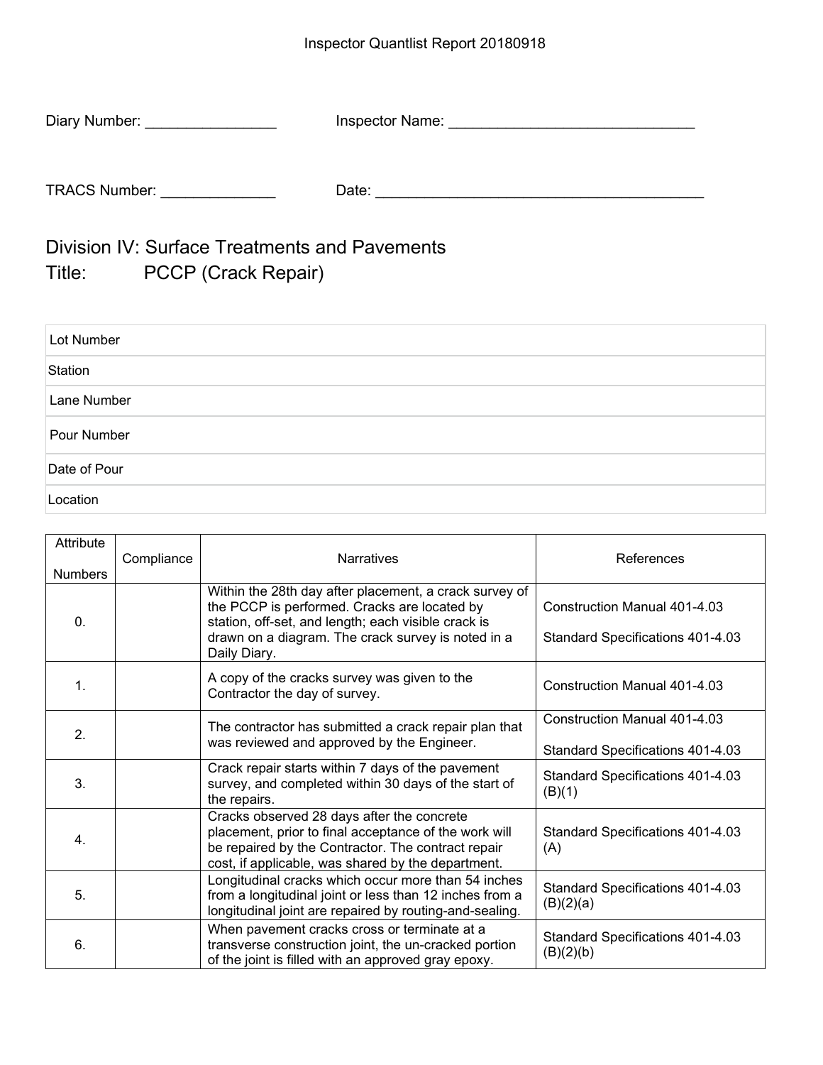Inspector Quantlist Report 20180918

Diary Number: ________________ Inspector Name: ______________________________

TRACS Number: ______________ Date: _________________________________________

# Division IV: Surface Treatments and Pavements

## Title: PCCP (Crack Repair)

| |
|---|
| Lot Number |
| Station |
| Lane Number |
| Pour Number |
| Date of Pour |
| Location |

| Attribute Numbers | Compliance | Narratives | References |
|---|---|---|---|
| 0. | | Within the 28th day after placement, a crack survey of the PCCP is performed. Cracks are located by station, off-set, and length; each visible crack is drawn on a diagram. The crack survey is noted in a Daily Diary. | Construction Manual 401-4.03<br><br>Standard Specifications 401-4.03 |
| 1. | | A copy of the cracks survey was given to the Contractor the day of survey. | Construction Manual 401-4.03 |
| 2. | | The contractor has submitted a crack repair plan that was reviewed and approved by the Engineer. | Construction Manual 401-4.03<br><br>Standard Specifications 401-4.03 |
| 3. | | Crack repair starts within 7 days of the pavement survey, and completed within 30 days of the start of the repairs. | Standard Specifications 401-4.03 (B)(1) |
| 4. | | Cracks observed 28 days after the concrete placement, prior to final acceptance of the work will be repaired by the Contractor. The contract repair cost, if applicable, was shared by the department. | Standard Specifications 401-4.03 (A) |
| 5. | | Longitudinal cracks which occur more than 54 inches from a longitudinal joint or less than 12 inches from a longitudinal joint are repaired by routing-and-sealing. | Standard Specifications 401-4.03 (B)(2)(a) |
| 6. | | When pavement cracks cross or terminate at a transverse construction joint, the un-cracked portion of the joint is filled with an approved gray epoxy. | Standard Specifications 401-4.03 (B)(2)(b) |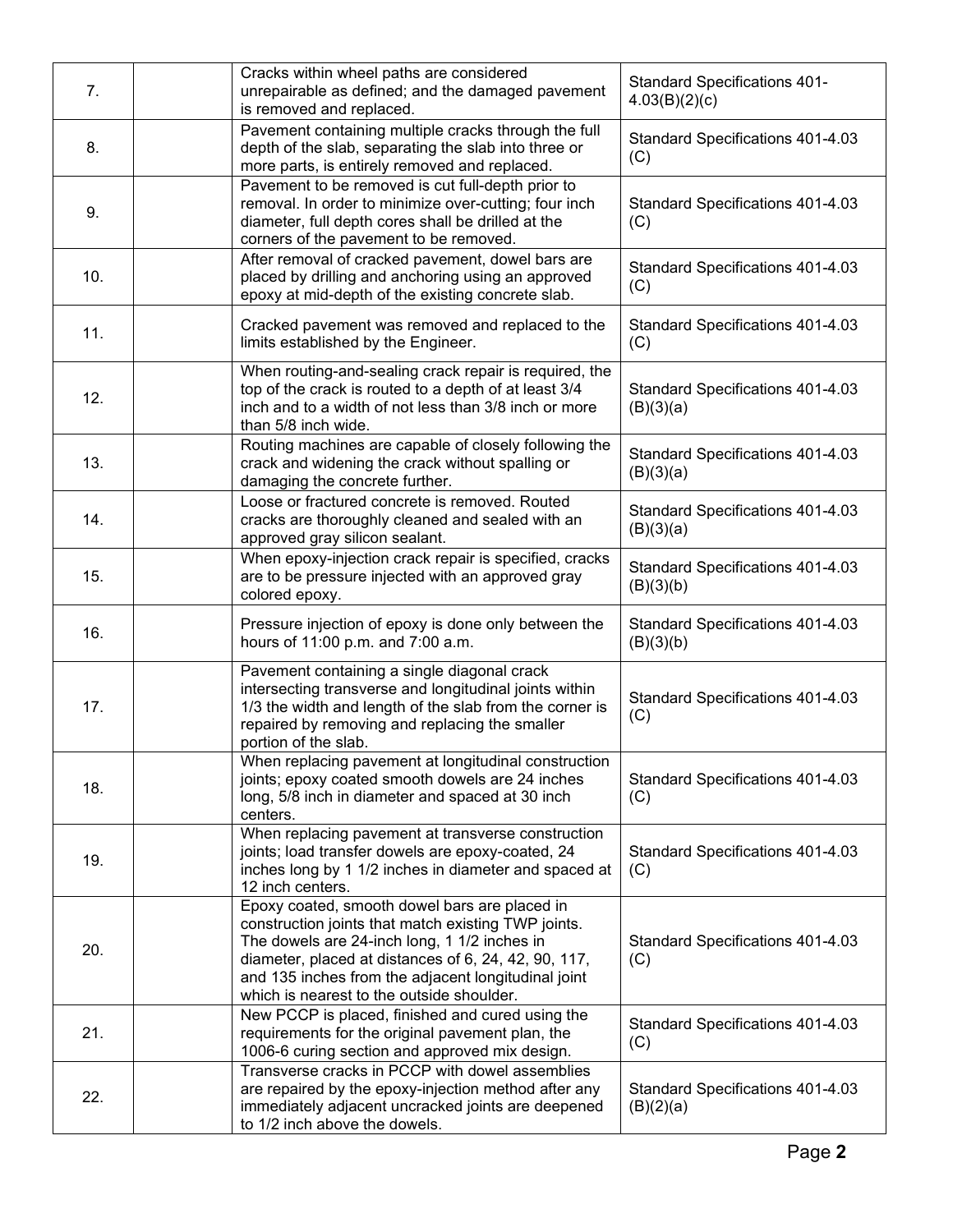| | | | |
|---|---|---|---|
| 7. | | Cracks within wheel paths are considered unrepairable as defined; and the damaged pavement is removed and replaced. | Standard Specifications 401-4.03(B)(2)(c) |
| 8. | | Pavement containing multiple cracks through the full depth of the slab, separating the slab into three or more parts, is entirely removed and replaced. | Standard Specifications 401-4.03 (C) |
| 9. | | Pavement to be removed is cut full-depth prior to removal. In order to minimize over-cutting; four inch diameter, full depth cores shall be drilled at the corners of the pavement to be removed. | Standard Specifications 401-4.03 (C) |
| 10. | | After removal of cracked pavement, dowel bars are placed by drilling and anchoring using an approved epoxy at mid-depth of the existing concrete slab. | Standard Specifications 401-4.03 (C) |
| 11. | | Cracked pavement was removed and replaced to the limits established by the Engineer. | Standard Specifications 401-4.03 (C) |
| 12. | | When routing-and-sealing crack repair is required, the top of the crack is routed to a depth of at least 3/4 inch and to a width of not less than 3/8 inch or more than 5/8 inch wide. | Standard Specifications 401-4.03 (B)(3)(a) |
| 13. | | Routing machines are capable of closely following the crack and widening the crack without spalling or damaging the concrete further. | Standard Specifications 401-4.03 (B)(3)(a) |
| 14. | | Loose or fractured concrete is removed. Routed cracks are thoroughly cleaned and sealed with an approved gray silicon sealant. | Standard Specifications 401-4.03 (B)(3)(a) |
| 15. | | When epoxy-injection crack repair is specified, cracks are to be pressure injected with an approved gray colored epoxy. | Standard Specifications 401-4.03 (B)(3)(b) |
| 16. | | Pressure injection of epoxy is done only between the hours of 11:00 p.m. and 7:00 a.m. | Standard Specifications 401-4.03 (B)(3)(b) |
| 17. | | Pavement containing a single diagonal crack intersecting transverse and longitudinal joints within 1/3 the width and length of the slab from the corner is repaired by removing and replacing the smaller portion of the slab. | Standard Specifications 401-4.03 (C) |
| 18. | | When replacing pavement at longitudinal construction joints; epoxy coated smooth dowels are 24 inches long, 5/8 inch in diameter and spaced at 30 inch centers. | Standard Specifications 401-4.03 (C) |
| 19. | | When replacing pavement at transverse construction joints; load transfer dowels are epoxy-coated, 24 inches long by 1 1/2 inches in diameter and spaced at 12 inch centers. | Standard Specifications 401-4.03 (C) |
| 20. | | Epoxy coated, smooth dowel bars are placed in construction joints that match existing TWP joints. The dowels are 24-inch long, 1 1/2 inches in diameter, placed at distances of 6, 24, 42, 90, 117, and 135 inches from the adjacent longitudinal joint which is nearest to the outside shoulder. | Standard Specifications 401-4.03 (C) |
| 21. | | New PCCP is placed, finished and cured using the requirements for the original pavement plan, the 1006-6 curing section and approved mix design. | Standard Specifications 401-4.03 (C) |
| 22. | | Transverse cracks in PCCP with dowel assemblies are repaired by the epoxy-injection method after any immediately adjacent uncracked joints are deepened to 1/2 inch above the dowels. | Standard Specifications 401-4.03 (B)(2)(a) |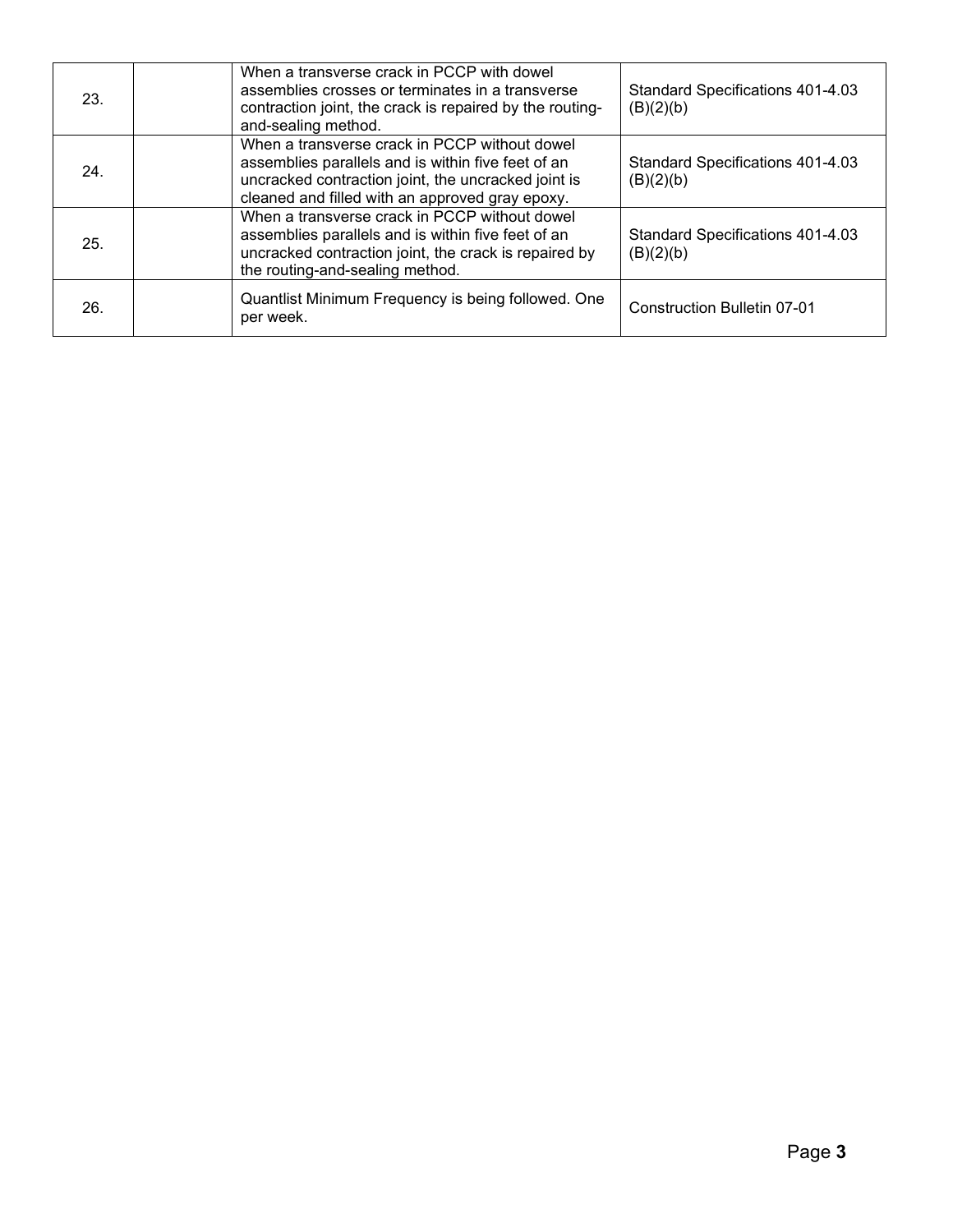| | | | |
|---|---|---|---|
| 23. | | When a transverse crack in PCCP with dowel assemblies crosses or terminates in a transverse contraction joint, the crack is repaired by the routing-and-sealing method. | Standard Specifications 401-4.03 (B)(2)(b) |
| 24. | | When a transverse crack in PCCP without dowel assemblies parallels and is within five feet of an uncracked contraction joint, the uncracked joint is cleaned and filled with an approved gray epoxy. | Standard Specifications 401-4.03 (B)(2)(b) |
| 25. | | When a transverse crack in PCCP without dowel assemblies parallels and is within five feet of an uncracked contraction joint, the crack is repaired by the routing-and-sealing method. | Standard Specifications 401-4.03 (B)(2)(b) |
| 26. | | Quantlist Minimum Frequency is being followed. One per week. | Construction Bulletin 07-01 |